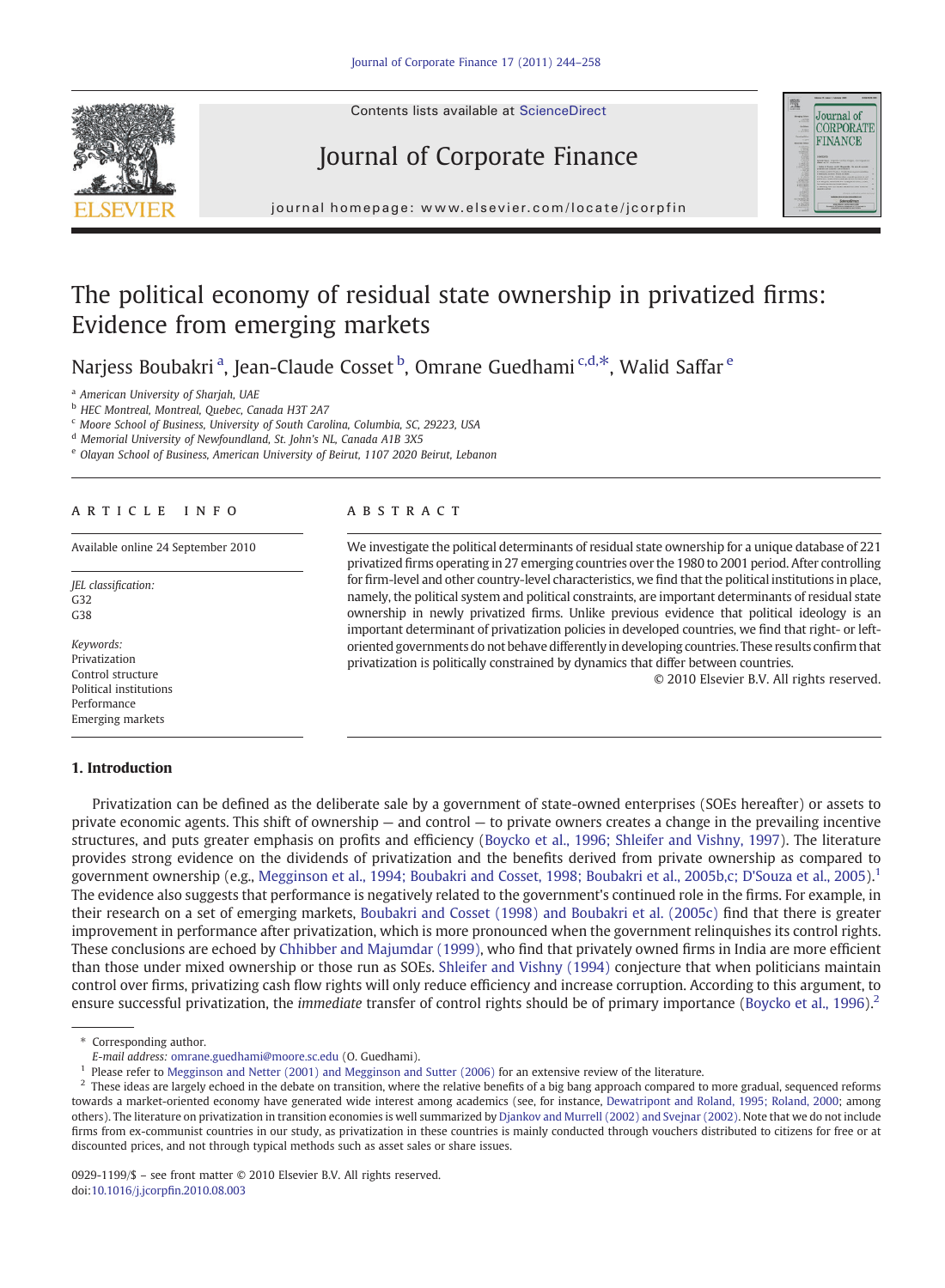# The political economy of residual state ownership in privatized firms: Evidence from emerging markets

Narjess Boubakri [a], Jean-Claude Cosset [b], Omrane Guedhami [c,d,*], Walid Saffar [e]

[a] American University of Sharjah, UAE
[b] HEC Montreal, Montreal, Quebec, Canada H3T 2A7
[c] Moore School of Business, University of South Carolina, Columbia, SC, 29223, USA
[d] Memorial University of Newfoundland, St. John's NL, Canada A1B 3X5
[e] Olayan School of Business, American University of Beirut, 1107 2020 Beirut, Lebanon

## ARTICLE INFO

Available online 24 September 2010

*JEL classification:*
G32
G38

*Keywords:*
Privatization
Control structure
Political institutions
Performance
Emerging markets

## ABSTRACT

We investigate the political determinants of residual state ownership for a unique database of 221 privatized firms operating in 27 emerging countries over the 1980 to 2001 period. After controlling for firm-level and other country-level characteristics, we find that the political institutions in place, namely, the political system and political constraints, are important determinants of residual state ownership in newly privatized firms. Unlike previous evidence that political ideology is an important determinant of privatization policies in developed countries, we find that right- or left-oriented governments do not behave differently in developing countries. These results confirm that privatization is politically constrained by dynamics that differ between countries.

© 2010 Elsevier B.V. All rights reserved.

## 1. Introduction

Privatization can be defined as the deliberate sale by a government of state-owned enterprises (SOEs hereafter) or assets to private economic agents. This shift of ownership — and control — to private owners creates a change in the prevailing incentive structures, and puts greater emphasis on profits and efficiency (Boycko et al., 1996; Shleifer and Vishny, 1997). The literature provides strong evidence on the dividends of privatization and the benefits derived from private ownership as compared to government ownership (e.g., Megginson et al., 1994; Boubakri and Cosset, 1998; Boubakri et al., 2005b,c; D'Souza et al., 2005).[1] The evidence also suggests that performance is negatively related to the government's continued role in the firms. For example, in their research on a set of emerging markets, Boubakri and Cosset (1998) and Boubakri et al. (2005c) find that there is greater improvement in performance after privatization, which is more pronounced when the government relinquishes its control rights. These conclusions are echoed by Chhibber and Majumdar (1999), who find that privately owned firms in India are more efficient than those under mixed ownership or those run as SOEs. Shleifer and Vishny (1994) conjecture that when politicians maintain control over firms, privatizing cash flow rights will only reduce efficiency and increase corruption. According to this argument, to ensure successful privatization, the *immediate* transfer of control rights should be of primary importance (Boycko et al., 1996).[2]

\* Corresponding author.
*E-mail address:* omrane.guedhami@moore.sc.edu (O. Guedhami).

[1] Please refer to Megginson and Netter (2001) and Megginson and Sutter (2006) for an extensive review of the literature.

[2] These ideas are largely echoed in the debate on transition, where the relative benefits of a big bang approach compared to more gradual, sequenced reforms towards a market-oriented economy have generated wide interest among academics (see, for instance, Dewatripont and Roland, 1995; Roland, 2000; among others). The literature on privatization in transition economies is well summarized by Djankov and Murrell (2002) and Svejnar (2002). Note that we do not include firms from ex-communist countries in our study, as privatization in these countries is mainly conducted through vouchers distributed to citizens for free or at discounted prices, and not through typical methods such as asset sales or share issues.

0929-1199/$ – see front matter © 2010 Elsevier B.V. All rights reserved.
doi:10.1016/j.jcorpfin.2010.08.003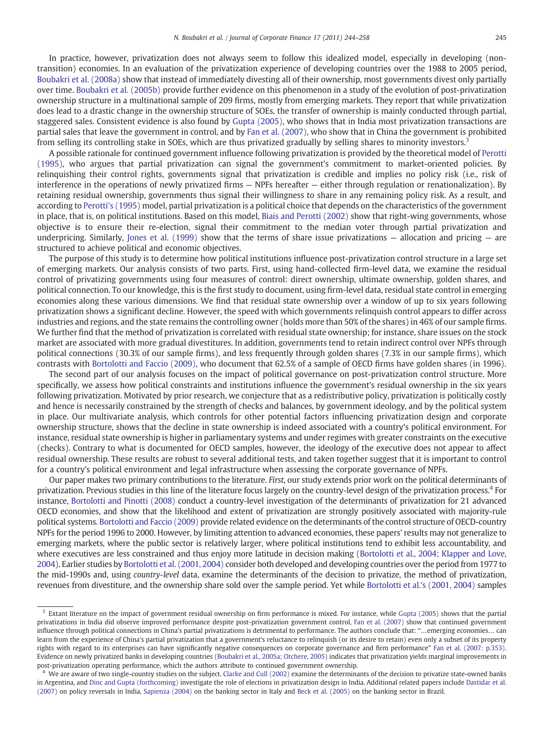In practice, however, privatization does not always seem to follow this idealized model, especially in developing (non-transition) economies. In an evaluation of the privatization experience of developing countries over the 1988 to 2005 period, Boubakri et al. (2008a) show that instead of immediately divesting all of their ownership, most governments divest only partially over time. Boubakri et al. (2005b) provide further evidence on this phenomenon in a study of the evolution of post-privatization ownership structure in a multinational sample of 209 firms, mostly from emerging markets. They report that while privatization does lead to a drastic change in the ownership structure of SOEs, the transfer of ownership is mainly conducted through partial, staggered sales. Consistent evidence is also found by Gupta (2005), who shows that in India most privatization transactions are partial sales that leave the government in control, and by Fan et al. (2007), who show that in China the government is prohibited from selling its controlling stake in SOEs, which are thus privatized gradually by selling shares to minority investors.[3]

A possible rationale for continued government influence following privatization is provided by the theoretical model of Perotti (1995), who argues that partial privatization can signal the government's commitment to market-oriented policies. By relinquishing their control rights, governments signal that privatization is credible and implies no policy risk (i.e., risk of interference in the operations of newly privatized firms — NPFs hereafter — either through regulation or renationalization). By retaining residual ownership, governments thus signal their willingness to share in any remaining policy risk. As a result, and according to Perotti's (1995) model, partial privatization is a political choice that depends on the characteristics of the government in place, that is, on political institutions. Based on this model, Biais and Perotti (2002) show that right-wing governments, whose objective is to ensure their re-election, signal their commitment to the median voter through partial privatization and underpricing. Similarly, Jones et al. (1999) show that the terms of share issue privatizations — allocation and pricing — are structured to achieve political and economic objectives.

The purpose of this study is to determine how political institutions influence post-privatization control structure in a large set of emerging markets. Our analysis consists of two parts. First, using hand-collected firm-level data, we examine the residual control of privatizing governments using four measures of control: direct ownership, ultimate ownership, golden shares, and political connection. To our knowledge, this is the first study to document, using firm-level data, residual state control in emerging economies along these various dimensions. We find that residual state ownership over a window of up to six years following privatization shows a significant decline. However, the speed with which governments relinquish control appears to differ across industries and regions, and the state remains the controlling owner (holds more than 50% of the shares) in 46% of our sample firms. We further find that the method of privatization is correlated with residual state ownership; for instance, share issues on the stock market are associated with more gradual divestitures. In addition, governments tend to retain indirect control over NPFs through political connections (30.3% of our sample firms), and less frequently through golden shares (7.3% in our sample firms), which contrasts with Bortolotti and Faccio (2009), who document that 62.5% of a sample of OECD firms have golden shares (in 1996).

The second part of our analysis focuses on the impact of political governance on post-privatization control structure. More specifically, we assess how political constraints and institutions influence the government's residual ownership in the six years following privatization. Motivated by prior research, we conjecture that as a redistributive policy, privatization is politically costly and hence is necessarily constrained by the strength of checks and balances, by government ideology, and by the political system in place. Our multivariate analysis, which controls for other potential factors influencing privatization design and corporate ownership structure, shows that the decline in state ownership is indeed associated with a country's political environment. For instance, residual state ownership is higher in parliamentary systems and under regimes with greater constraints on the executive (checks). Contrary to what is documented for OECD samples, however, the ideology of the executive does not appear to affect residual ownership. These results are robust to several additional tests, and taken together suggest that it is important to control for a country's political environment and legal infrastructure when assessing the corporate governance of NPFs.

Our paper makes two primary contributions to the literature. *First*, our study extends prior work on the political determinants of privatization. Previous studies in this line of the literature focus largely on the country-level design of the privatization process.[4] For instance, Bortolotti and Pinotti (2008) conduct a country-level investigation of the determinants of privatization for 21 advanced OECD economies, and show that the likelihood and extent of privatization are strongly positively associated with majority-rule political systems. Bortolotti and Faccio (2009) provide related evidence on the determinants of the control structure of OECD-country NPFs for the period 1996 to 2000. However, by limiting attention to advanced economies, these papers' results may not generalize to emerging markets, where the public sector is relatively larger, where political institutions tend to exhibit less accountability, and where executives are less constrained and thus enjoy more latitude in decision making (Bortolotti et al., 2004; Klapper and Love, 2004). Earlier studies by Bortolotti et al. (2001, 2004) consider both developed and developing countries over the period from 1977 to the mid-1990s and, using *country-level* data, examine the determinants of the decision to privatize, the method of privatization, revenues from divestiture, and the ownership share sold over the sample period. Yet while Bortolotti et al.'s (2001, 2004) samples

---

[3] Extant literature on the impact of government residual ownership on firm performance is mixed. For instance, while Gupta (2005) shows that the partial privatizations in India did observe improved performance despite post-privatization government control, Fan et al. (2007) show that continued government influence through political connections in China's partial privatizations is detrimental to performance. The authors conclude that: "…emerging economies… can learn from the experience of China's partial privatization that a government's reluctance to relinquish (or its desire to retain) even only a subset of its property rights with regard to its enterprises can have significantly negative consequences on corporate governance and firm performance" Fan et al. (2007: p.353). Evidence on newly privatized banks in developing countries (Boubakri et al., 2005a; Otchere, 2005) indicates that privatization yields marginal improvements in post-privatization operating performance, which the authors attribute to continued government ownership.

[4] We are aware of two single-country studies on the subject. Clarke and Cull (2002) examine the determinants of the decision to privatize state-owned banks in Argentina, and Dinc and Gupta (forthcoming) investigate the role of elections in privatization design in India. Additional related papers include Dastidar et al. (2007) on policy reversals in India, Sapienza (2004) on the banking sector in Italy and Beck et al. (2005) on the banking sector in Brazil.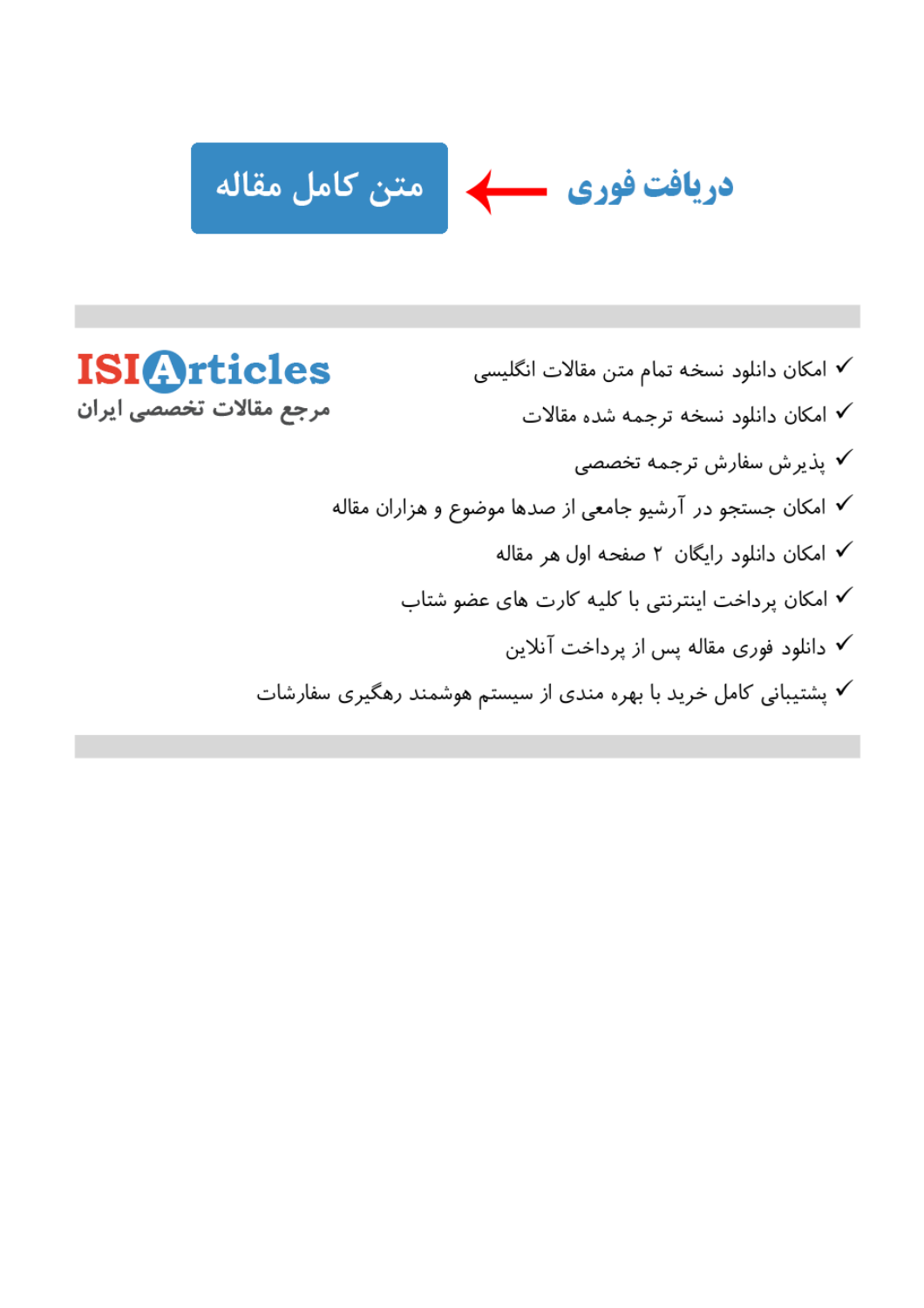دریافت فوری ← متن کامل مقاله

**ISIArticles**
مرجع مقالات تخصصی ایران

- ✓ امکان دانلود نسخه تمام متن مقالات انگلیسی
- ✓ امکان دانلود نسخه ترجمه شده مقالات
- ✓ پذیرش سفارش ترجمه تخصصی
- ✓ امکان جستجو در آرشیو جامعی از صدها موضوع و هزاران مقاله
- ✓ امکان دانلود رایگان ۲ صفحه اول هر مقاله
- ✓ امکان پرداخت اینترنتی با کلیه کارت های عضو شتاب
- ✓ دانلود فوری مقاله پس از پرداخت آنلاین
- ✓ پشتیبانی کامل خرید با بهره مندی از سیستم هوشمند رهگیری سفارشات